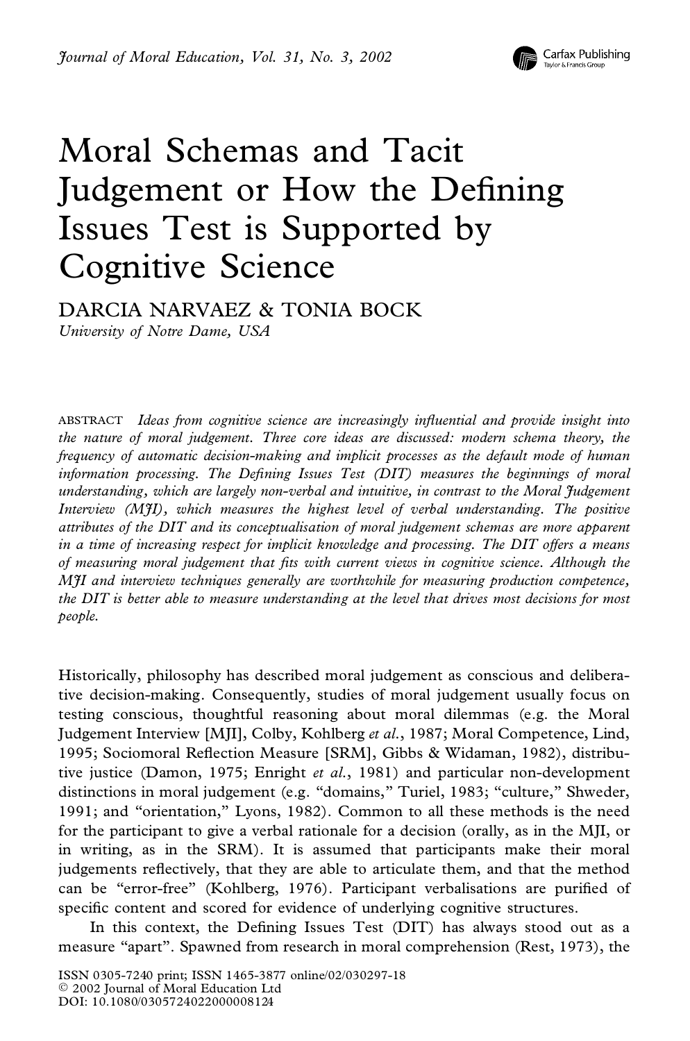# Moral Schemas and Tacit Judgement or How the Defining Issues Test is Supported by Cognitive Science

DARCIA NARVAEZ & TONIA BOCK
*University of Notre Dame, USA*

ABSTRACT *Ideas from cognitive science are increasingly influential and provide insight into the nature of moral judgement. Three core ideas are discussed: modern schema theory, the frequency of automatic decision-making and implicit processes as the default mode of human information processing. The Defining Issues Test (DIT) measures the beginnings of moral understanding, which are largely non-verbal and intuitive, in contrast to the Moral Judgement Interview (MJI), which measures the highest level of verbal understanding. The positive attributes of the DIT and its conceptualisation of moral judgement schemas are more apparent in a time of increasing respect for implicit knowledge and processing. The DIT offers a means of measuring moral judgement that fits with current views in cognitive science. Although the MJI and interview techniques generally are worthwhile for measuring production competence, the DIT is better able to measure understanding at the level that drives most decisions for most people.*

Historically, philosophy has described moral judgement as conscious and deliberative decision-making. Consequently, studies of moral judgement usually focus on testing conscious, thoughtful reasoning about moral dilemmas (e.g. the Moral Judgement Interview [MJI], Colby, Kohlberg *et al.*, 1987; Moral Competence, Lind, 1995; Sociomoral Reflection Measure [SRM], Gibbs & Widaman, 1982), distributive justice (Damon, 1975; Enright *et al.*, 1981) and particular non-development distinctions in moral judgement (e.g. "domains," Turiel, 1983; "culture," Shweder, 1991; and "orientation," Lyons, 1982). Common to all these methods is the need for the participant to give a verbal rationale for a decision (orally, as in the MJI, or in writing, as in the SRM). It is assumed that participants make their moral judgements reflectively, that they are able to articulate them, and that the method can be "error-free" (Kohlberg, 1976). Participant verbalisations are purified of specific content and scored for evidence of underlying cognitive structures.

In this context, the Defining Issues Test (DIT) has always stood out as a measure "apart". Spawned from research in moral comprehension (Rest, 1973), the

ISSN 0305-7240 print; ISSN 1465-3877 online/02/030297-18
© 2002 Journal of Moral Education Ltd
DOI: 10.1080/0305724022000008124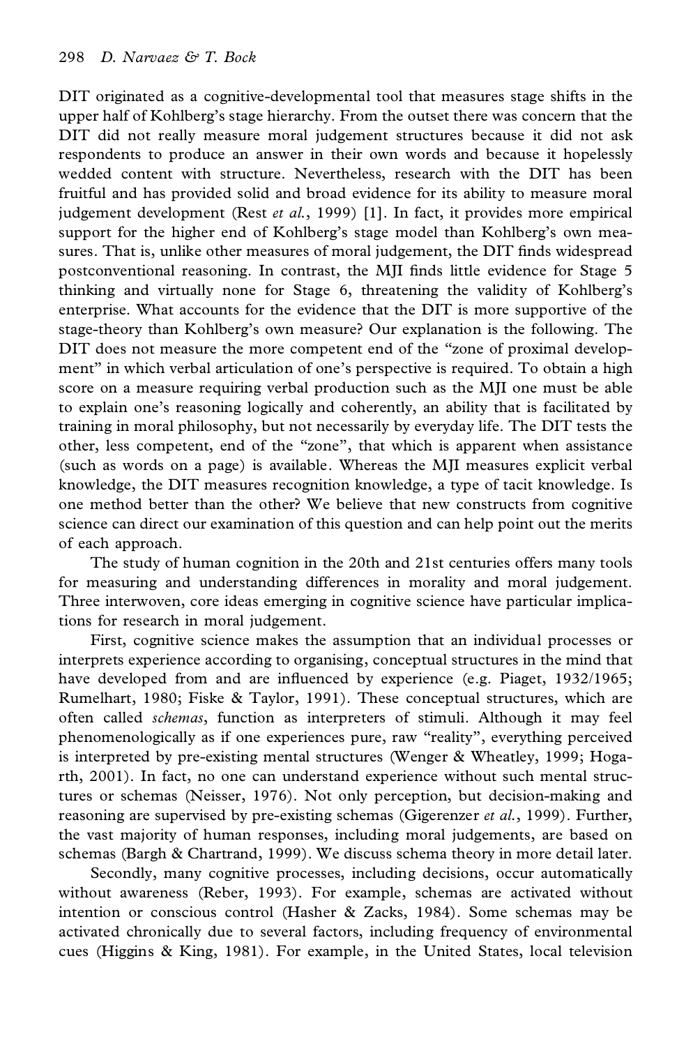DIT originated as a cognitive-developmental tool that measures stage shifts in the upper half of Kohlberg's stage hierarchy. From the outset there was concern that the DIT did not really measure moral judgement structures because it did not ask respondents to produce an answer in their own words and because it hopelessly wedded content with structure. Nevertheless, research with the DIT has been fruitful and has provided solid and broad evidence for its ability to measure moral judgement development (Rest *et al.*, 1999) [1]. In fact, it provides more empirical support for the higher end of Kohlberg's stage model than Kohlberg's own measures. That is, unlike other measures of moral judgement, the DIT finds widespread postconventional reasoning. In contrast, the MJI finds little evidence for Stage 5 thinking and virtually none for Stage 6, threatening the validity of Kohlberg's enterprise. What accounts for the evidence that the DIT is more supportive of the stage-theory than Kohlberg's own measure? Our explanation is the following. The DIT does not measure the more competent end of the "zone of proximal development" in which verbal articulation of one's perspective is required. To obtain a high score on a measure requiring verbal production such as the MJI one must be able to explain one's reasoning logically and coherently, an ability that is facilitated by training in moral philosophy, but not necessarily by everyday life. The DIT tests the other, less competent, end of the "zone", that which is apparent when assistance (such as words on a page) is available. Whereas the MJI measures explicit verbal knowledge, the DIT measures recognition knowledge, a type of tacit knowledge. Is one method better than the other? We believe that new constructs from cognitive science can direct our examination of this question and can help point out the merits of each approach.

The study of human cognition in the 20th and 21st centuries offers many tools for measuring and understanding differences in morality and moral judgement. Three interwoven, core ideas emerging in cognitive science have particular implications for research in moral judgement.

First, cognitive science makes the assumption that an individual processes or interprets experience according to organising, conceptual structures in the mind that have developed from and are influenced by experience (e.g. Piaget, 1932/1965; Rumelhart, 1980; Fiske & Taylor, 1991). These conceptual structures, which are often called *schemas*, function as interpreters of stimuli. Although it may feel phenomenologically as if one experiences pure, raw "reality", everything perceived is interpreted by pre-existing mental structures (Wenger & Wheatley, 1999; Hogarth, 2001). In fact, no one can understand experience without such mental structures or schemas (Neisser, 1976). Not only perception, but decision-making and reasoning are supervised by pre-existing schemas (Gigerenzer *et al.*, 1999). Further, the vast majority of human responses, including moral judgements, are based on schemas (Bargh & Chartrand, 1999). We discuss schema theory in more detail later.

Secondly, many cognitive processes, including decisions, occur automatically without awareness (Reber, 1993). For example, schemas are activated without intention or conscious control (Hasher & Zacks, 1984). Some schemas may be activated chronically due to several factors, including frequency of environmental cues (Higgins & King, 1981). For example, in the United States, local television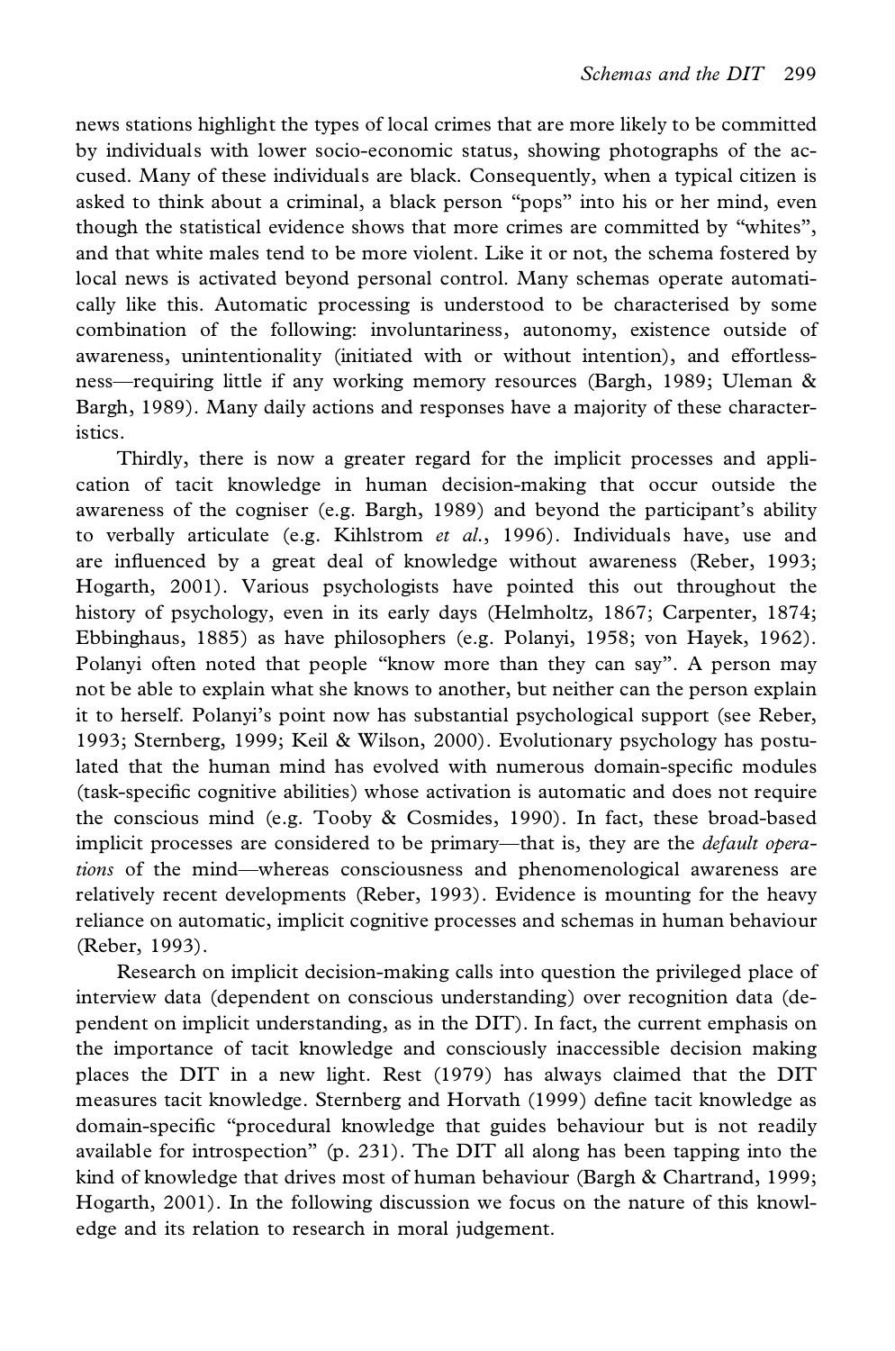news stations highlight the types of local crimes that are more likely to be committed by individuals with lower socio-economic status, showing photographs of the accused. Many of these individuals are black. Consequently, when a typical citizen is asked to think about a criminal, a black person "pops" into his or her mind, even though the statistical evidence shows that more crimes are committed by "whites", and that white males tend to be more violent. Like it or not, the schema fostered by local news is activated beyond personal control. Many schemas operate automatically like this. Automatic processing is understood to be characterised by some combination of the following: involuntariness, autonomy, existence outside of awareness, unintentionality (initiated with or without intention), and effortlessness—requiring little if any working memory resources (Bargh, 1989; Uleman & Bargh, 1989). Many daily actions and responses have a majority of these characteristics.

Thirdly, there is now a greater regard for the implicit processes and application of tacit knowledge in human decision-making that occur outside the awareness of the cogniser (e.g. Bargh, 1989) and beyond the participant's ability to verbally articulate (e.g. Kihlstrom *et al.*, 1996). Individuals have, use and are influenced by a great deal of knowledge without awareness (Reber, 1993; Hogarth, 2001). Various psychologists have pointed this out throughout the history of psychology, even in its early days (Helmholtz, 1867; Carpenter, 1874; Ebbinghaus, 1885) as have philosophers (e.g. Polanyi, 1958; von Hayek, 1962). Polanyi often noted that people "know more than they can say". A person may not be able to explain what she knows to another, but neither can the person explain it to herself. Polanyi's point now has substantial psychological support (see Reber, 1993; Sternberg, 1999; Keil & Wilson, 2000). Evolutionary psychology has postulated that the human mind has evolved with numerous domain-specific modules (task-specific cognitive abilities) whose activation is automatic and does not require the conscious mind (e.g. Tooby & Cosmides, 1990). In fact, these broad-based implicit processes are considered to be primary—that is, they are the *default operations* of the mind—whereas consciousness and phenomenological awareness are relatively recent developments (Reber, 1993). Evidence is mounting for the heavy reliance on automatic, implicit cognitive processes and schemas in human behaviour (Reber, 1993).

Research on implicit decision-making calls into question the privileged place of interview data (dependent on conscious understanding) over recognition data (dependent on implicit understanding, as in the DIT). In fact, the current emphasis on the importance of tacit knowledge and consciously inaccessible decision making places the DIT in a new light. Rest (1979) has always claimed that the DIT measures tacit knowledge. Sternberg and Horvath (1999) define tacit knowledge as domain-specific "procedural knowledge that guides behaviour but is not readily available for introspection" (p. 231). The DIT all along has been tapping into the kind of knowledge that drives most of human behaviour (Bargh & Chartrand, 1999; Hogarth, 2001). In the following discussion we focus on the nature of this knowledge and its relation to research in moral judgement.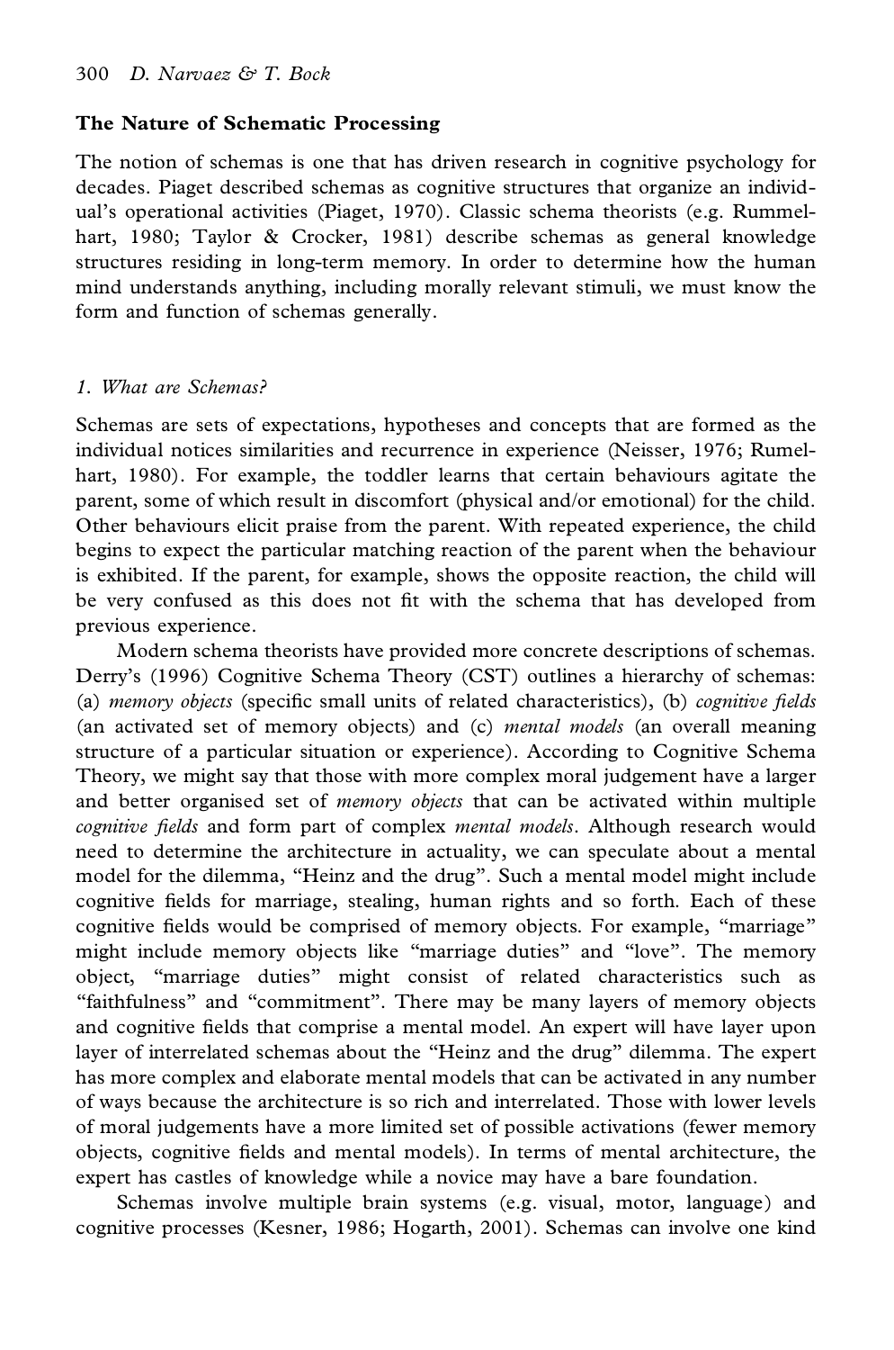## The Nature of Schematic Processing

The notion of schemas is one that has driven research in cognitive psychology for decades. Piaget described schemas as cognitive structures that organize an individual's operational activities (Piaget, 1970). Classic schema theorists (e.g. Rummelhart, 1980; Taylor & Crocker, 1981) describe schemas as general knowledge structures residing in long-term memory. In order to determine how the human mind understands anything, including morally relevant stimuli, we must know the form and function of schemas generally.

### *1. What are Schemas?*

Schemas are sets of expectations, hypotheses and concepts that are formed as the individual notices similarities and recurrence in experience (Neisser, 1976; Rumelhart, 1980). For example, the toddler learns that certain behaviours agitate the parent, some of which result in discomfort (physical and/or emotional) for the child. Other behaviours elicit praise from the parent. With repeated experience, the child begins to expect the particular matching reaction of the parent when the behaviour is exhibited. If the parent, for example, shows the opposite reaction, the child will be very confused as this does not fit with the schema that has developed from previous experience.

Modern schema theorists have provided more concrete descriptions of schemas. Derry's (1996) Cognitive Schema Theory (CST) outlines a hierarchy of schemas: (a) *memory objects* (specific small units of related characteristics), (b) *cognitive fields* (an activated set of memory objects) and (c) *mental models* (an overall meaning structure of a particular situation or experience). According to Cognitive Schema Theory, we might say that those with more complex moral judgement have a larger and better organised set of *memory objects* that can be activated within multiple *cognitive fields* and form part of complex *mental models*. Although research would need to determine the architecture in actuality, we can speculate about a mental model for the dilemma, "Heinz and the drug". Such a mental model might include cognitive fields for marriage, stealing, human rights and so forth. Each of these cognitive fields would be comprised of memory objects. For example, "marriage" might include memory objects like "marriage duties" and "love". The memory object, "marriage duties" might consist of related characteristics such as "faithfulness" and "commitment". There may be many layers of memory objects and cognitive fields that comprise a mental model. An expert will have layer upon layer of interrelated schemas about the "Heinz and the drug" dilemma. The expert has more complex and elaborate mental models that can be activated in any number of ways because the architecture is so rich and interrelated. Those with lower levels of moral judgements have a more limited set of possible activations (fewer memory objects, cognitive fields and mental models). In terms of mental architecture, the expert has castles of knowledge while a novice may have a bare foundation.

Schemas involve multiple brain systems (e.g. visual, motor, language) and cognitive processes (Kesner, 1986; Hogarth, 2001). Schemas can involve one kind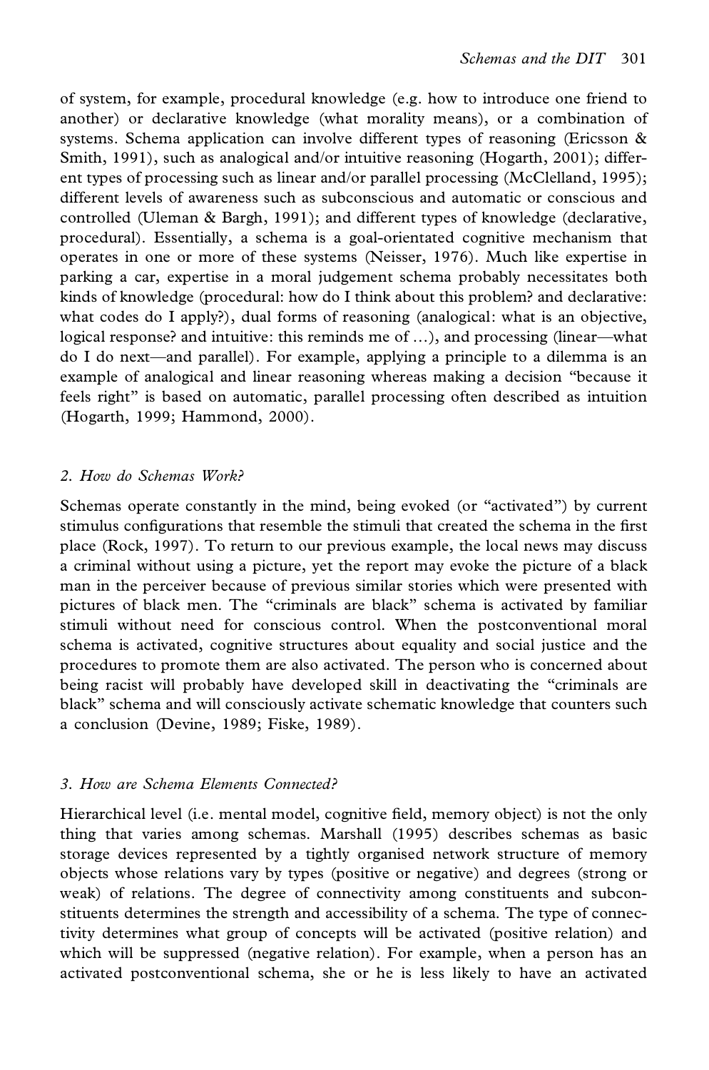of system, for example, procedural knowledge (e.g. how to introduce one friend to another) or declarative knowledge (what morality means), or a combination of systems. Schema application can involve different types of reasoning (Ericsson & Smith, 1991), such as analogical and/or intuitive reasoning (Hogarth, 2001); different types of processing such as linear and/or parallel processing (McClelland, 1995); different levels of awareness such as subconscious and automatic or conscious and controlled (Uleman & Bargh, 1991); and different types of knowledge (declarative, procedural). Essentially, a schema is a goal-orientated cognitive mechanism that operates in one or more of these systems (Neisser, 1976). Much like expertise in parking a car, expertise in a moral judgement schema probably necessitates both kinds of knowledge (procedural: how do I think about this problem? and declarative: what codes do I apply?), dual forms of reasoning (analogical: what is an objective, logical response? and intuitive: this reminds me of ...), and processing (linear—what do I do next—and parallel). For example, applying a principle to a dilemma is an example of analogical and linear reasoning whereas making a decision "because it feels right" is based on automatic, parallel processing often described as intuition (Hogarth, 1999; Hammond, 2000).

### *2. How do Schemas Work?*

Schemas operate constantly in the mind, being evoked (or "activated") by current stimulus configurations that resemble the stimuli that created the schema in the first place (Rock, 1997). To return to our previous example, the local news may discuss a criminal without using a picture, yet the report may evoke the picture of a black man in the perceiver because of previous similar stories which were presented with pictures of black men. The "criminals are black" schema is activated by familiar stimuli without need for conscious control. When the postconventional moral schema is activated, cognitive structures about equality and social justice and the procedures to promote them are also activated. The person who is concerned about being racist will probably have developed skill in deactivating the "criminals are black" schema and will consciously activate schematic knowledge that counters such a conclusion (Devine, 1989; Fiske, 1989).

### *3. How are Schema Elements Connected?*

Hierarchical level (i.e. mental model, cognitive field, memory object) is not the only thing that varies among schemas. Marshall (1995) describes schemas as basic storage devices represented by a tightly organised network structure of memory objects whose relations vary by types (positive or negative) and degrees (strong or weak) of relations. The degree of connectivity among constituents and subconstituents determines the strength and accessibility of a schema. The type of connectivity determines what group of concepts will be activated (positive relation) and which will be suppressed (negative relation). For example, when a person has an activated postconventional schema, she or he is less likely to have an activated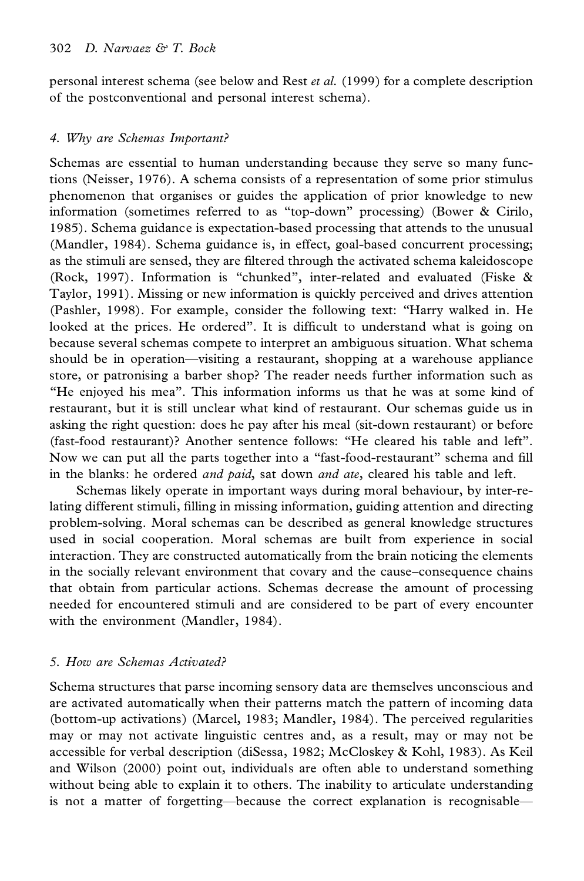personal interest schema (see below and Rest *et al.* (1999) for a complete description of the postconventional and personal interest schema).

### 4. Why are Schemas Important?

Schemas are essential to human understanding because they serve so many functions (Neisser, 1976). A schema consists of a representation of some prior stimulus phenomenon that organises or guides the application of prior knowledge to new information (sometimes referred to as "top-down" processing) (Bower & Cirilo, 1985). Schema guidance is expectation-based processing that attends to the unusual (Mandler, 1984). Schema guidance is, in effect, goal-based concurrent processing; as the stimuli are sensed, they are filtered through the activated schema kaleidoscope (Rock, 1997). Information is "chunked", inter-related and evaluated (Fiske & Taylor, 1991). Missing or new information is quickly perceived and drives attention (Pashler, 1998). For example, consider the following text: "Harry walked in. He looked at the prices. He ordered". It is difficult to understand what is going on because several schemas compete to interpret an ambiguous situation. What schema should be in operation—visiting a restaurant, shopping at a warehouse appliance store, or patronising a barber shop? The reader needs further information such as "He enjoyed his mea". This information informs us that he was at some kind of restaurant, but it is still unclear what kind of restaurant. Our schemas guide us in asking the right question: does he pay after his meal (sit-down restaurant) or before (fast-food restaurant)? Another sentence follows: "He cleared his table and left". Now we can put all the parts together into a "fast-food-restaurant" schema and fill in the blanks: he ordered *and paid*, sat down *and ate*, cleared his table and left.

Schemas likely operate in important ways during moral behaviour, by inter-relating different stimuli, filling in missing information, guiding attention and directing problem-solving. Moral schemas can be described as general knowledge structures used in social cooperation. Moral schemas are built from experience in social interaction. They are constructed automatically from the brain noticing the elements in the socially relevant environment that covary and the cause–consequence chains that obtain from particular actions. Schemas decrease the amount of processing needed for encountered stimuli and are considered to be part of every encounter with the environment (Mandler, 1984).

### 5. How are Schemas Activated?

Schema structures that parse incoming sensory data are themselves unconscious and are activated automatically when their patterns match the pattern of incoming data (bottom-up activations) (Marcel, 1983; Mandler, 1984). The perceived regularities may or may not activate linguistic centres and, as a result, may or may not be accessible for verbal description (diSessa, 1982; McCloskey & Kohl, 1983). As Keil and Wilson (2000) point out, individuals are often able to understand something without being able to explain it to others. The inability to articulate understanding is not a matter of forgetting—because the correct explanation is recognisable—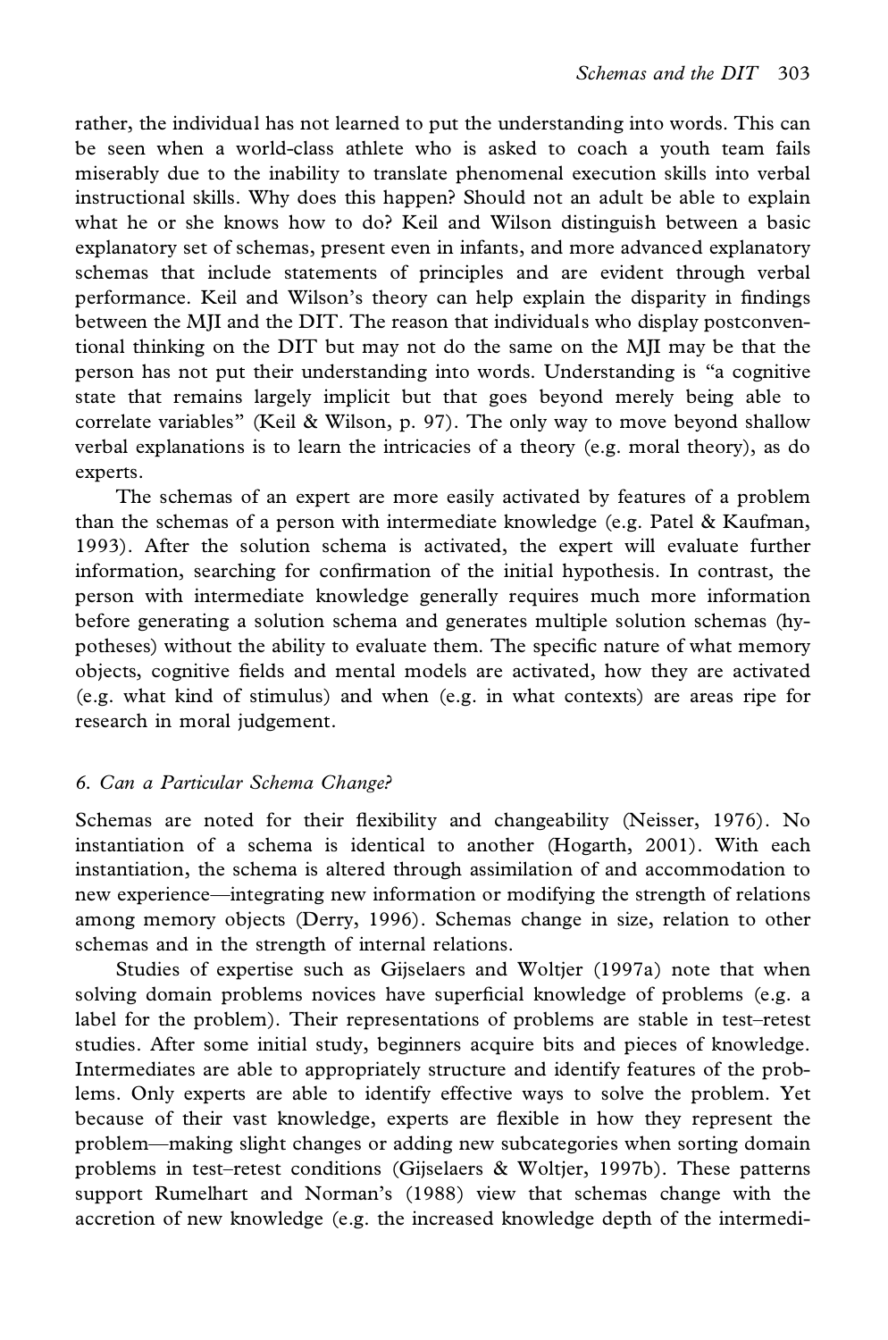rather, the individual has not learned to put the understanding into words. This can be seen when a world-class athlete who is asked to coach a youth team fails miserably due to the inability to translate phenomenal execution skills into verbal instructional skills. Why does this happen? Should not an adult be able to explain what he or she knows how to do? Keil and Wilson distinguish between a basic explanatory set of schemas, present even in infants, and more advanced explanatory schemas that include statements of principles and are evident through verbal performance. Keil and Wilson's theory can help explain the disparity in findings between the MJI and the DIT. The reason that individuals who display postconventional thinking on the DIT but may not do the same on the MJI may be that the person has not put their understanding into words. Understanding is "a cognitive state that remains largely implicit but that goes beyond merely being able to correlate variables" (Keil & Wilson, p. 97). The only way to move beyond shallow verbal explanations is to learn the intricacies of a theory (e.g. moral theory), as do experts.

The schemas of an expert are more easily activated by features of a problem than the schemas of a person with intermediate knowledge (e.g. Patel & Kaufman, 1993). After the solution schema is activated, the expert will evaluate further information, searching for confirmation of the initial hypothesis. In contrast, the person with intermediate knowledge generally requires much more information before generating a solution schema and generates multiple solution schemas (hypotheses) without the ability to evaluate them. The specific nature of what memory objects, cognitive fields and mental models are activated, how they are activated (e.g. what kind of stimulus) and when (e.g. in what contexts) are areas ripe for research in moral judgement.

### *6. Can a Particular Schema Change?*

Schemas are noted for their flexibility and changeability (Neisser, 1976). No instantiation of a schema is identical to another (Hogarth, 2001). With each instantiation, the schema is altered through assimilation of and accommodation to new experience—integrating new information or modifying the strength of relations among memory objects (Derry, 1996). Schemas change in size, relation to other schemas and in the strength of internal relations.

Studies of expertise such as Gijselaers and Woltjer (1997a) note that when solving domain problems novices have superficial knowledge of problems (e.g. a label for the problem). Their representations of problems are stable in test–retest studies. After some initial study, beginners acquire bits and pieces of knowledge. Intermediates are able to appropriately structure and identify features of the problems. Only experts are able to identify effective ways to solve the problem. Yet because of their vast knowledge, experts are flexible in how they represent the problem—making slight changes or adding new subcategories when sorting domain problems in test–retest conditions (Gijselaers & Woltjer, 1997b). These patterns support Rumelhart and Norman's (1988) view that schemas change with the accretion of new knowledge (e.g. the increased knowledge depth of the intermedi-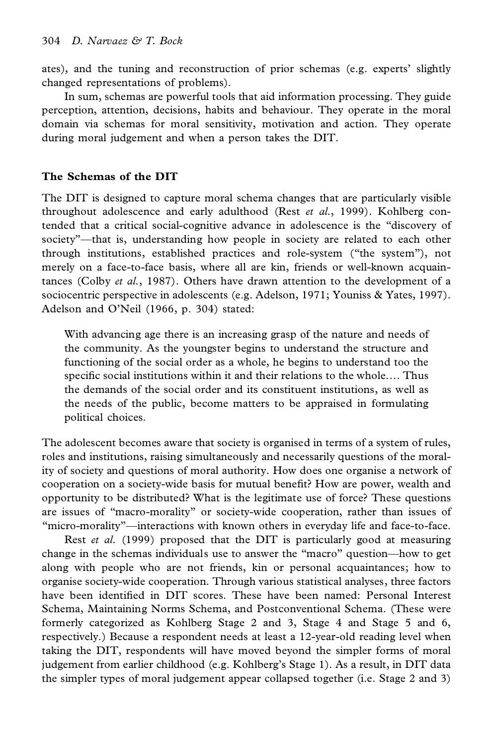ates), and the tuning and reconstruction of prior schemas (e.g. experts' slightly changed representations of problems).

In sum, schemas are powerful tools that aid information processing. They guide perception, attention, decisions, habits and behaviour. They operate in the moral domain via schemas for moral sensitivity, motivation and action. They operate during moral judgement and when a person takes the DIT.

### The Schemas of the DIT

The DIT is designed to capture moral schema changes that are particularly visible throughout adolescence and early adulthood (Rest *et al.*, 1999). Kohlberg contended that a critical social-cognitive advance in adolescence is the "discovery of society"—that is, understanding how people in society are related to each other through institutions, established practices and role-system ("the system"), not merely on a face-to-face basis, where all are kin, friends or well-known acquaintances (Colby *et al.*, 1987). Others have drawn attention to the development of a sociocentric perspective in adolescents (e.g. Adelson, 1971; Youniss & Yates, 1997). Adelson and O'Neil (1966, p. 304) stated:

> With advancing age there is an increasing grasp of the nature and needs of the community. As the youngster begins to understand the structure and functioning of the social order as a whole, he begins to understand too the specific social institutions within it and their relations to the whole.... Thus the demands of the social order and its constituent institutions, as well as the needs of the public, become matters to be appraised in formulating political choices.

The adolescent becomes aware that society is organised in terms of a system of rules, roles and institutions, raising simultaneously and necessarily questions of the morality of society and questions of moral authority. How does one organise a network of cooperation on a society-wide basis for mutual benefit? How are power, wealth and opportunity to be distributed? What is the legitimate use of force? These questions are issues of "macro-morality" or society-wide cooperation, rather than issues of "micro-morality"—interactions with known others in everyday life and face-to-face.

Rest *et al.* (1999) proposed that the DIT is particularly good at measuring change in the schemas individuals use to answer the "macro" question—how to get along with people who are not friends, kin or personal acquaintances; how to organise society-wide cooperation. Through various statistical analyses, three factors have been identified in DIT scores. These have been named: Personal Interest Schema, Maintaining Norms Schema, and Postconventional Schema. (These were formerly categorized as Kohlberg Stage 2 and 3, Stage 4 and Stage 5 and 6, respectively.) Because a respondent needs at least a 12-year-old reading level when taking the DIT, respondents will have moved beyond the simpler forms of moral judgement from earlier childhood (e.g. Kohlberg's Stage 1). As a result, in DIT data the simpler types of moral judgement appear collapsed together (i.e. Stage 2 and 3)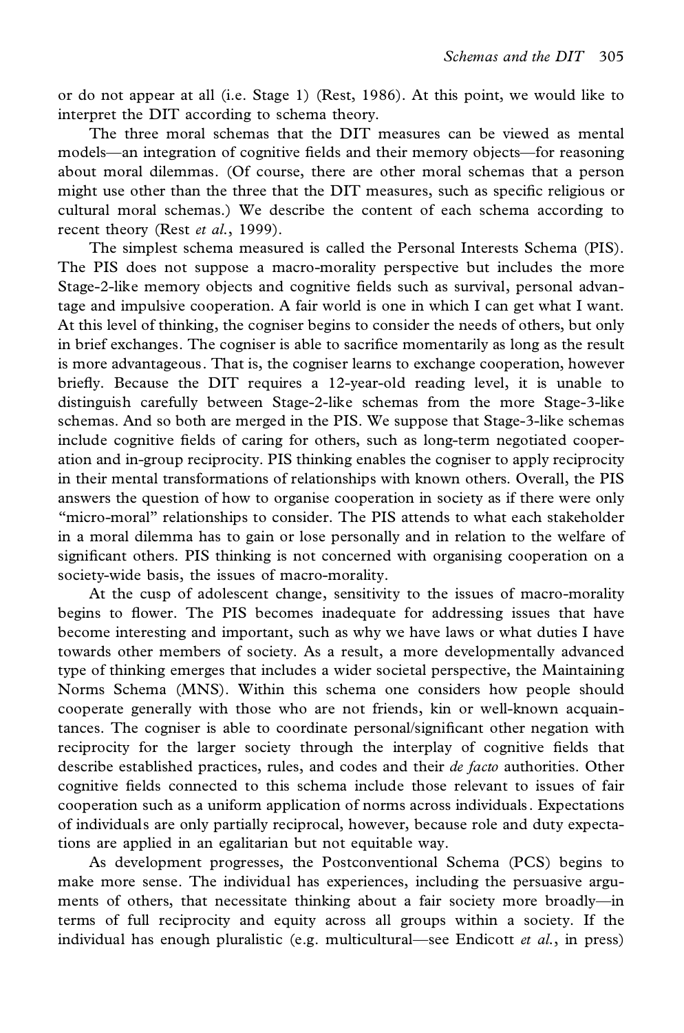or do not appear at all (i.e. Stage 1) (Rest, 1986). At this point, we would like to interpret the DIT according to schema theory.

The three moral schemas that the DIT measures can be viewed as mental models—an integration of cognitive fields and their memory objects—for reasoning about moral dilemmas. (Of course, there are other moral schemas that a person might use other than the three that the DIT measures, such as specific religious or cultural moral schemas.) We describe the content of each schema according to recent theory (Rest *et al.*, 1999).

The simplest schema measured is called the Personal Interests Schema (PIS). The PIS does not suppose a macro-morality perspective but includes the more Stage-2-like memory objects and cognitive fields such as survival, personal advantage and impulsive cooperation. A fair world is one in which I can get what I want. At this level of thinking, the cogniser begins to consider the needs of others, but only in brief exchanges. The cogniser is able to sacrifice momentarily as long as the result is more advantageous. That is, the cogniser learns to exchange cooperation, however briefly. Because the DIT requires a 12-year-old reading level, it is unable to distinguish carefully between Stage-2-like schemas from the more Stage-3-like schemas. And so both are merged in the PIS. We suppose that Stage-3-like schemas include cognitive fields of caring for others, such as long-term negotiated cooperation and in-group reciprocity. PIS thinking enables the cogniser to apply reciprocity in their mental transformations of relationships with known others. Overall, the PIS answers the question of how to organise cooperation in society as if there were only "micro-moral" relationships to consider. The PIS attends to what each stakeholder in a moral dilemma has to gain or lose personally and in relation to the welfare of significant others. PIS thinking is not concerned with organising cooperation on a society-wide basis, the issues of macro-morality.

At the cusp of adolescent change, sensitivity to the issues of macro-morality begins to flower. The PIS becomes inadequate for addressing issues that have become interesting and important, such as why we have laws or what duties I have towards other members of society. As a result, a more developmentally advanced type of thinking emerges that includes a wider societal perspective, the Maintaining Norms Schema (MNS). Within this schema one considers how people should cooperate generally with those who are not friends, kin or well-known acquaintances. The cogniser is able to coordinate personal/significant other negation with reciprocity for the larger society through the interplay of cognitive fields that describe established practices, rules, and codes and their *de facto* authorities. Other cognitive fields connected to this schema include those relevant to issues of fair cooperation such as a uniform application of norms across individuals. Expectations of individuals are only partially reciprocal, however, because role and duty expectations are applied in an egalitarian but not equitable way.

As development progresses, the Postconventional Schema (PCS) begins to make more sense. The individual has experiences, including the persuasive arguments of others, that necessitate thinking about a fair society more broadly—in terms of full reciprocity and equity across all groups within a society. If the individual has enough pluralistic (e.g. multicultural—see Endicott *et al.*, in press)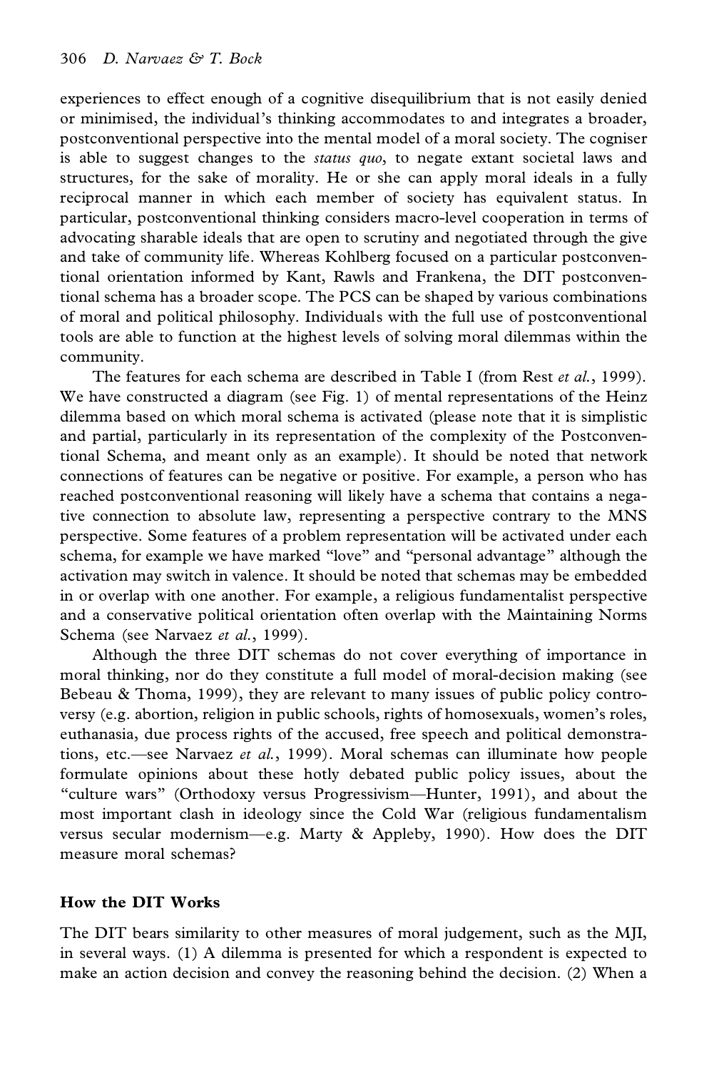experiences to effect enough of a cognitive disequilibrium that is not easily denied or minimised, the individual's thinking accommodates to and integrates a broader, postconventional perspective into the mental model of a moral society. The cogniser is able to suggest changes to the *status quo*, to negate extant societal laws and structures, for the sake of morality. He or she can apply moral ideals in a fully reciprocal manner in which each member of society has equivalent status. In particular, postconventional thinking considers macro-level cooperation in terms of advocating sharable ideals that are open to scrutiny and negotiated through the give and take of community life. Whereas Kohlberg focused on a particular postconventional orientation informed by Kant, Rawls and Frankena, the DIT postconventional schema has a broader scope. The PCS can be shaped by various combinations of moral and political philosophy. Individuals with the full use of postconventional tools are able to function at the highest levels of solving moral dilemmas within the community.

The features for each schema are described in Table I (from Rest *et al.*, 1999). We have constructed a diagram (see Fig. 1) of mental representations of the Heinz dilemma based on which moral schema is activated (please note that it is simplistic and partial, particularly in its representation of the complexity of the Postconventional Schema, and meant only as an example). It should be noted that network connections of features can be negative or positive. For example, a person who has reached postconventional reasoning will likely have a schema that contains a negative connection to absolute law, representing a perspective contrary to the MNS perspective. Some features of a problem representation will be activated under each schema, for example we have marked "love" and "personal advantage" although the activation may switch in valence. It should be noted that schemas may be embedded in or overlap with one another. For example, a religious fundamentalist perspective and a conservative political orientation often overlap with the Maintaining Norms Schema (see Narvaez *et al.*, 1999).

Although the three DIT schemas do not cover everything of importance in moral thinking, nor do they constitute a full model of moral-decision making (see Bebeau & Thoma, 1999), they are relevant to many issues of public policy controversy (e.g. abortion, religion in public schools, rights of homosexuals, women's roles, euthanasia, due process rights of the accused, free speech and political demonstrations, etc.—see Narvaez *et al.*, 1999). Moral schemas can illuminate how people formulate opinions about these hotly debated public policy issues, about the "culture wars" (Orthodoxy versus Progressivism—Hunter, 1991), and about the most important clash in ideology since the Cold War (religious fundamentalism versus secular modernism—e.g. Marty & Appleby, 1990). How does the DIT measure moral schemas?

## How the DIT Works

The DIT bears similarity to other measures of moral judgement, such as the MJI, in several ways. (1) A dilemma is presented for which a respondent is expected to make an action decision and convey the reasoning behind the decision. (2) When a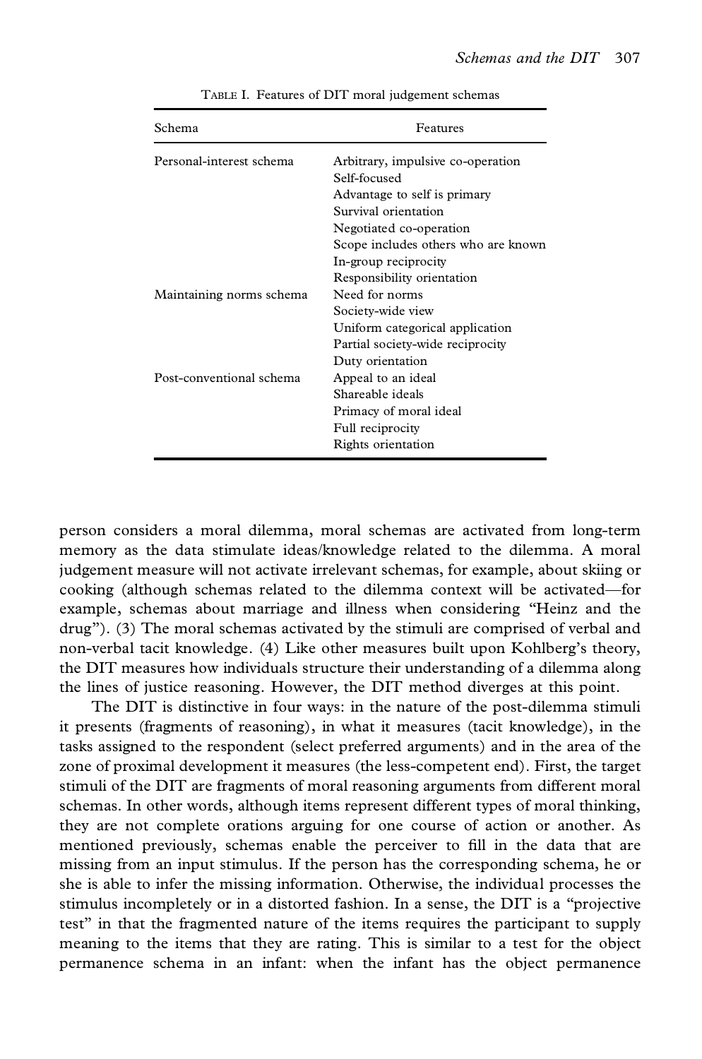TABLE I. Features of DIT moral judgement schemas

| Schema | Features |
|---|---|
| Personal-interest schema | Arbitrary, impulsive co-operation |
| | Self-focused |
| | Advantage to self is primary |
| | Survival orientation |
| | Negotiated co-operation |
| | Scope includes others who are known |
| | In-group reciprocity |
| | Responsibility orientation |
| Maintaining norms schema | Need for norms |
| | Society-wide view |
| | Uniform categorical application |
| | Partial society-wide reciprocity |
| | Duty orientation |
| Post-conventional schema | Appeal to an ideal |
| | Shareable ideals |
| | Primacy of moral ideal |
| | Full reciprocity |
| | Rights orientation |

person considers a moral dilemma, moral schemas are activated from long-term memory as the data stimulate ideas/knowledge related to the dilemma. A moral judgement measure will not activate irrelevant schemas, for example, about skiing or cooking (although schemas related to the dilemma context will be activated—for example, schemas about marriage and illness when considering "Heinz and the drug"). (3) The moral schemas activated by the stimuli are comprised of verbal and non-verbal tacit knowledge. (4) Like other measures built upon Kohlberg's theory, the DIT measures how individuals structure their understanding of a dilemma along the lines of justice reasoning. However, the DIT method diverges at this point.

The DIT is distinctive in four ways: in the nature of the post-dilemma stimuli it presents (fragments of reasoning), in what it measures (tacit knowledge), in the tasks assigned to the respondent (select preferred arguments) and in the area of the zone of proximal development it measures (the less-competent end). First, the target stimuli of the DIT are fragments of moral reasoning arguments from different moral schemas. In other words, although items represent different types of moral thinking, they are not complete orations arguing for one course of action or another. As mentioned previously, schemas enable the perceiver to fill in the data that are missing from an input stimulus. If the person has the corresponding schema, he or she is able to infer the missing information. Otherwise, the individual processes the stimulus incompletely or in a distorted fashion. In a sense, the DIT is a "projective test" in that the fragmented nature of the items requires the participant to supply meaning to the items that they are rating. This is similar to a test for the object permanence schema in an infant: when the infant has the object permanence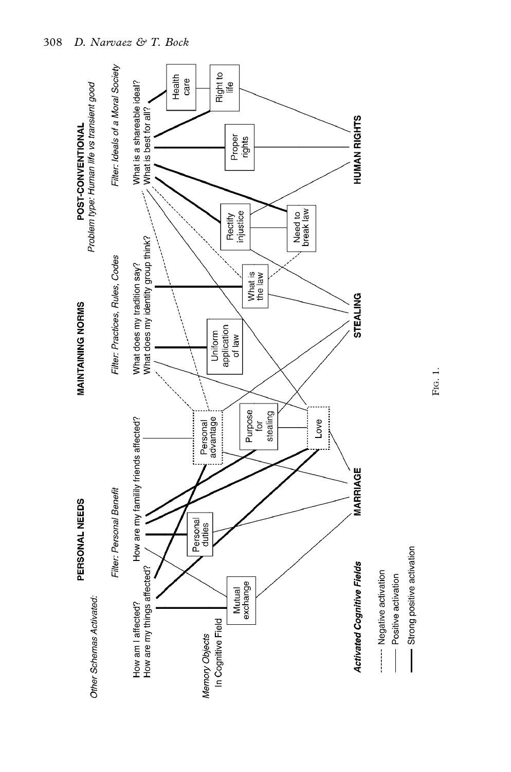**PERSONAL NEEDS** | **MAINTAINING NORMS** | **POST-CONVENTIONAL**

*Problem type: Human life vs transient good*

*Other Schemas Activated:*

*Filter: Personal Benefit*

- How am I affected?
- How are my things affected?
- How are my familly friends affected?

*Filter: Practices, Rules, Codes*

- What does my tradition say?
- What does my identity group think?

*Filter: Ideals of a Moral Society*

- What is a shareable ideal?
- What is best for all?

*Memory Objects In Cognitive Field*

- Mutual exchange
- Personal duties
- Personal advantage
- Purpose for stealing
- Love
- Uniform application of law
- What is the law
- Rectify injustice
- Need to break law
- Proper rights
- Right to life
- Health care

***Activated Cognitive Fields***

- MARRIAGE
- STEALING
- HUMAN RIGHTS

- - - - - Negative activation
——— Positive activation
**———** Strong positive activation

FIG. 1.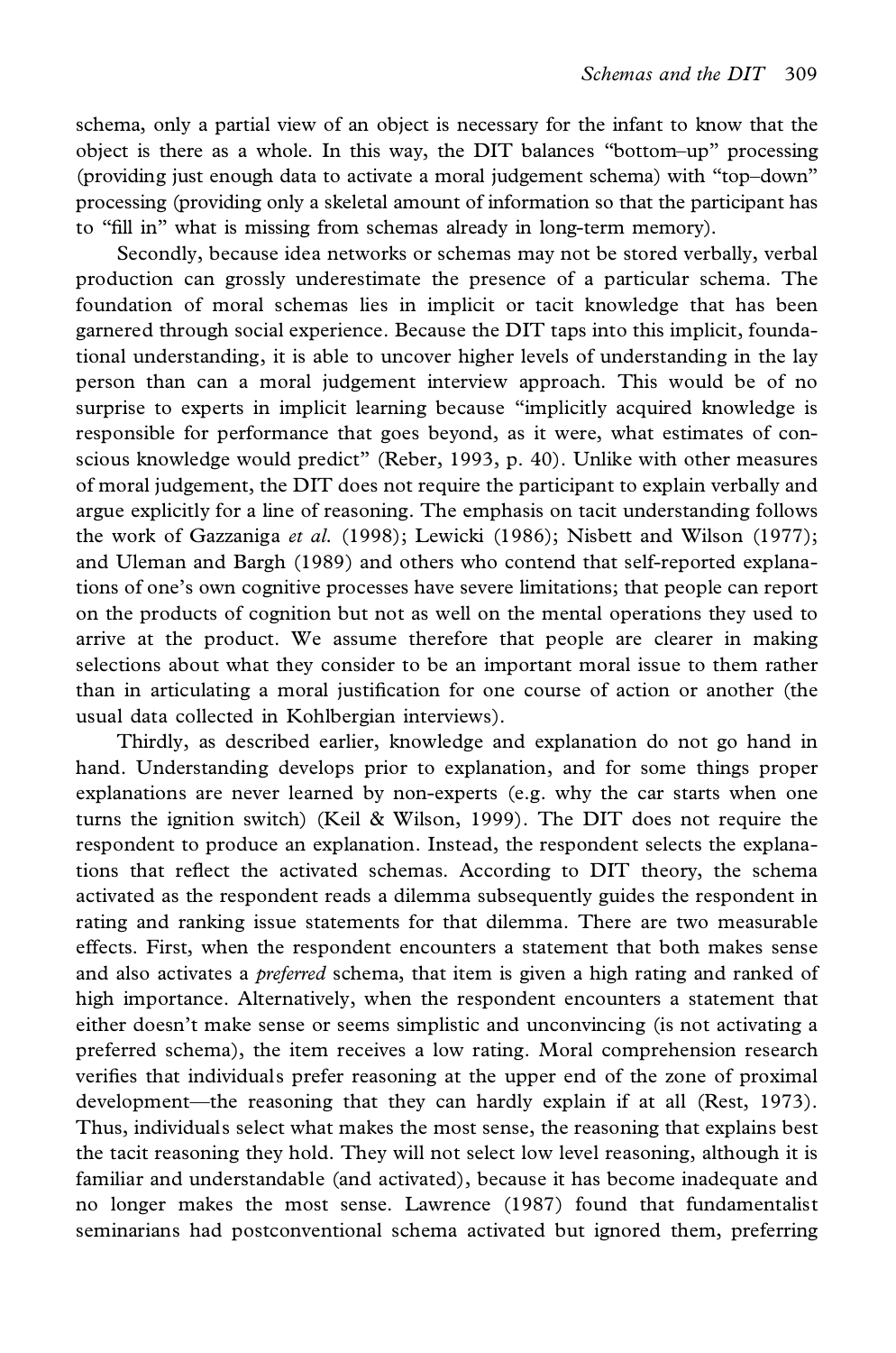schema, only a partial view of an object is necessary for the infant to know that the object is there as a whole. In this way, the DIT balances "bottom–up" processing (providing just enough data to activate a moral judgement schema) with "top–down" processing (providing only a skeletal amount of information so that the participant has to "fill in" what is missing from schemas already in long-term memory).

Secondly, because idea networks or schemas may not be stored verbally, verbal production can grossly underestimate the presence of a particular schema. The foundation of moral schemas lies in implicit or tacit knowledge that has been garnered through social experience. Because the DIT taps into this implicit, foundational understanding, it is able to uncover higher levels of understanding in the lay person than can a moral judgement interview approach. This would be of no surprise to experts in implicit learning because "implicitly acquired knowledge is responsible for performance that goes beyond, as it were, what estimates of conscious knowledge would predict" (Reber, 1993, p. 40). Unlike with other measures of moral judgement, the DIT does not require the participant to explain verbally and argue explicitly for a line of reasoning. The emphasis on tacit understanding follows the work of Gazzaniga *et al.* (1998); Lewicki (1986); Nisbett and Wilson (1977); and Uleman and Bargh (1989) and others who contend that self-reported explanations of one's own cognitive processes have severe limitations; that people can report on the products of cognition but not as well on the mental operations they used to arrive at the product. We assume therefore that people are clearer in making selections about what they consider to be an important moral issue to them rather than in articulating a moral justification for one course of action or another (the usual data collected in Kohlbergian interviews).

Thirdly, as described earlier, knowledge and explanation do not go hand in hand. Understanding develops prior to explanation, and for some things proper explanations are never learned by non-experts (e.g. why the car starts when one turns the ignition switch) (Keil & Wilson, 1999). The DIT does not require the respondent to produce an explanation. Instead, the respondent selects the explanations that reflect the activated schemas. According to DIT theory, the schema activated as the respondent reads a dilemma subsequently guides the respondent in rating and ranking issue statements for that dilemma. There are two measurable effects. First, when the respondent encounters a statement that both makes sense and also activates a *preferred* schema, that item is given a high rating and ranked of high importance. Alternatively, when the respondent encounters a statement that either doesn't make sense or seems simplistic and unconvincing (is not activating a preferred schema), the item receives a low rating. Moral comprehension research verifies that individuals prefer reasoning at the upper end of the zone of proximal development—the reasoning that they can hardly explain if at all (Rest, 1973). Thus, individuals select what makes the most sense, the reasoning that explains best the tacit reasoning they hold. They will not select low level reasoning, although it is familiar and understandable (and activated), because it has become inadequate and no longer makes the most sense. Lawrence (1987) found that fundamentalist seminarians had postconventional schema activated but ignored them, preferring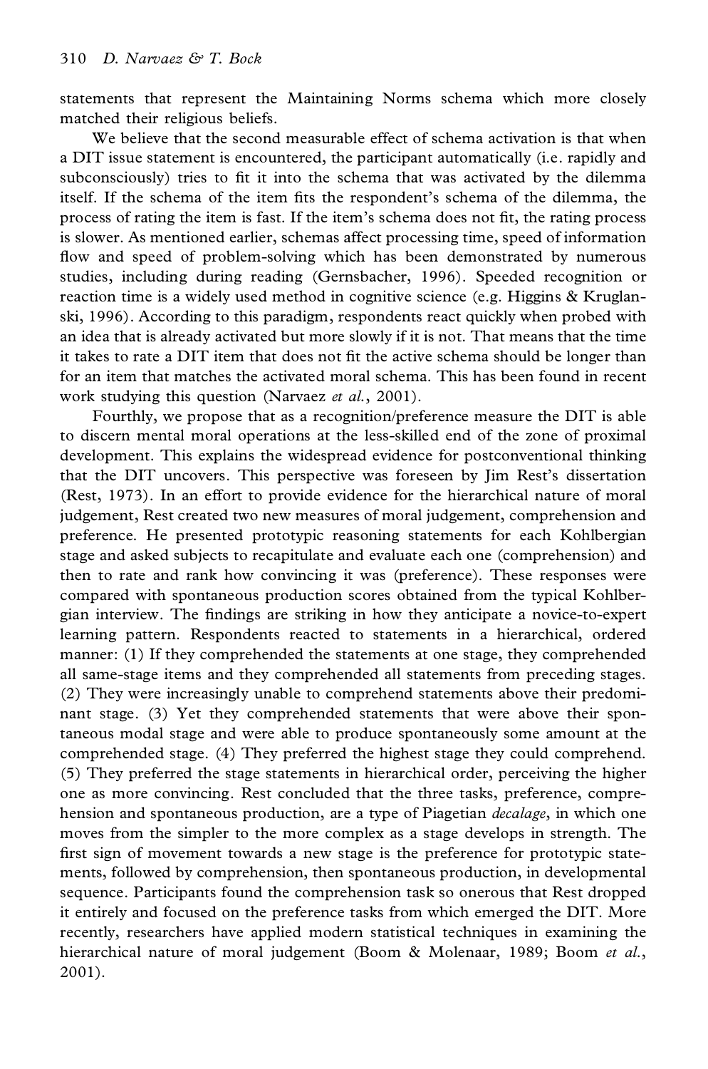statements that represent the Maintaining Norms schema which more closely matched their religious beliefs.

We believe that the second measurable effect of schema activation is that when a DIT issue statement is encountered, the participant automatically (i.e. rapidly and subconsciously) tries to fit it into the schema that was activated by the dilemma itself. If the schema of the item fits the respondent's schema of the dilemma, the process of rating the item is fast. If the item's schema does not fit, the rating process is slower. As mentioned earlier, schemas affect processing time, speed of information flow and speed of problem-solving which has been demonstrated by numerous studies, including during reading (Gernsbacher, 1996). Speeded recognition or reaction time is a widely used method in cognitive science (e.g. Higgins & Kruglanski, 1996). According to this paradigm, respondents react quickly when probed with an idea that is already activated but more slowly if it is not. That means that the time it takes to rate a DIT item that does not fit the active schema should be longer than for an item that matches the activated moral schema. This has been found in recent work studying this question (Narvaez *et al.*, 2001).

Fourthly, we propose that as a recognition/preference measure the DIT is able to discern mental moral operations at the less-skilled end of the zone of proximal development. This explains the widespread evidence for postconventional thinking that the DIT uncovers. This perspective was foreseen by Jim Rest's dissertation (Rest, 1973). In an effort to provide evidence for the hierarchical nature of moral judgement, Rest created two new measures of moral judgement, comprehension and preference. He presented prototypic reasoning statements for each Kohlbergian stage and asked subjects to recapitulate and evaluate each one (comprehension) and then to rate and rank how convincing it was (preference). These responses were compared with spontaneous production scores obtained from the typical Kohlbergian interview. The findings are striking in how they anticipate a novice-to-expert learning pattern. Respondents reacted to statements in a hierarchical, ordered manner: (1) If they comprehended the statements at one stage, they comprehended all same-stage items and they comprehended all statements from preceding stages. (2) They were increasingly unable to comprehend statements above their predominant stage. (3) Yet they comprehended statements that were above their spontaneous modal stage and were able to produce spontaneously some amount at the comprehended stage. (4) They preferred the highest stage they could comprehend. (5) They preferred the stage statements in hierarchical order, perceiving the higher one as more convincing. Rest concluded that the three tasks, preference, comprehension and spontaneous production, are a type of Piagetian *decalage*, in which one moves from the simpler to the more complex as a stage develops in strength. The first sign of movement towards a new stage is the preference for prototypic statements, followed by comprehension, then spontaneous production, in developmental sequence. Participants found the comprehension task so onerous that Rest dropped it entirely and focused on the preference tasks from which emerged the DIT. More recently, researchers have applied modern statistical techniques in examining the hierarchical nature of moral judgement (Boom & Molenaar, 1989; Boom *et al.*, 2001).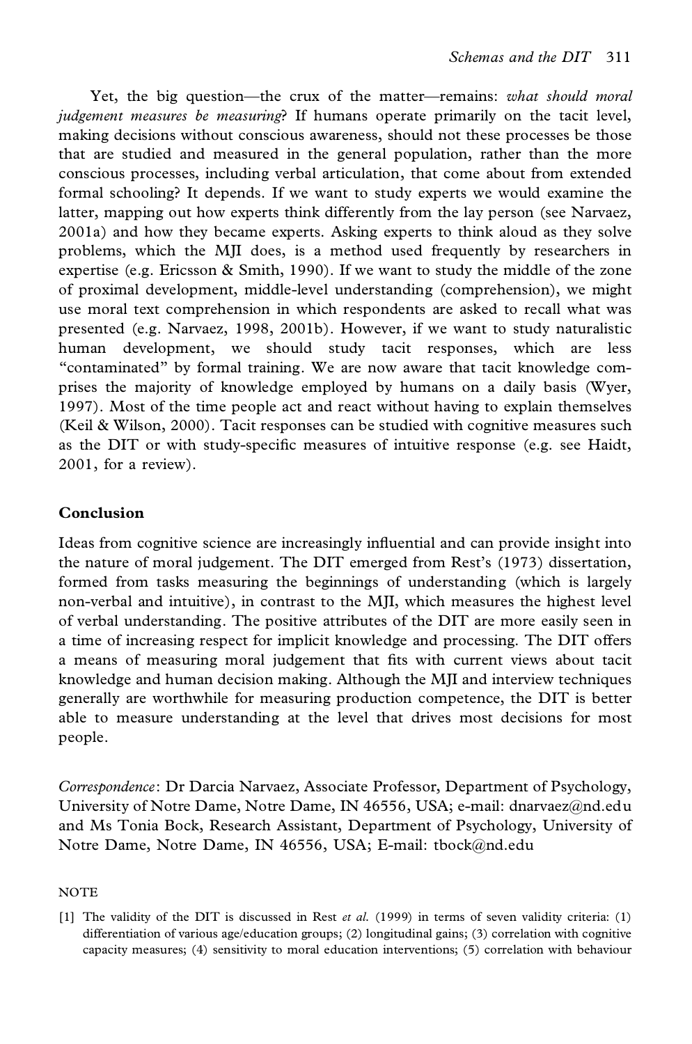Yet, the big question—the crux of the matter—remains: *what should moral judgement measures be measuring*? If humans operate primarily on the tacit level, making decisions without conscious awareness, should not these processes be those that are studied and measured in the general population, rather than the more conscious processes, including verbal articulation, that come about from extended formal schooling? It depends. If we want to study experts we would examine the latter, mapping out how experts think differently from the lay person (see Narvaez, 2001a) and how they became experts. Asking experts to think aloud as they solve problems, which the MJI does, is a method used frequently by researchers in expertise (e.g. Ericsson & Smith, 1990). If we want to study the middle of the zone of proximal development, middle-level understanding (comprehension), we might use moral text comprehension in which respondents are asked to recall what was presented (e.g. Narvaez, 1998, 2001b). However, if we want to study naturalistic human development, we should study tacit responses, which are less "contaminated" by formal training. We are now aware that tacit knowledge comprises the majority of knowledge employed by humans on a daily basis (Wyer, 1997). Most of the time people act and react without having to explain themselves (Keil & Wilson, 2000). Tacit responses can be studied with cognitive measures such as the DIT or with study-specific measures of intuitive response (e.g. see Haidt, 2001, for a review).

## Conclusion

Ideas from cognitive science are increasingly influential and can provide insight into the nature of moral judgement. The DIT emerged from Rest's (1973) dissertation, formed from tasks measuring the beginnings of understanding (which is largely non-verbal and intuitive), in contrast to the MJI, which measures the highest level of verbal understanding. The positive attributes of the DIT are more easily seen in a time of increasing respect for implicit knowledge and processing. The DIT offers a means of measuring moral judgement that fits with current views about tacit knowledge and human decision making. Although the MJI and interview techniques generally are worthwhile for measuring production competence, the DIT is better able to measure understanding at the level that drives most decisions for most people.

*Correspondence*: Dr Darcia Narvaez, Associate Professor, Department of Psychology, University of Notre Dame, Notre Dame, IN 46556, USA; e-mail: dnarvaez@nd.edu and Ms Tonia Bock, Research Assistant, Department of Psychology, University of Notre Dame, Notre Dame, IN 46556, USA; E-mail: tbock@nd.edu

## NOTE

[1] The validity of the DIT is discussed in Rest *et al.* (1999) in terms of seven validity criteria: (1) differentiation of various age/education groups; (2) longitudinal gains; (3) correlation with cognitive capacity measures; (4) sensitivity to moral education interventions; (5) correlation with behaviour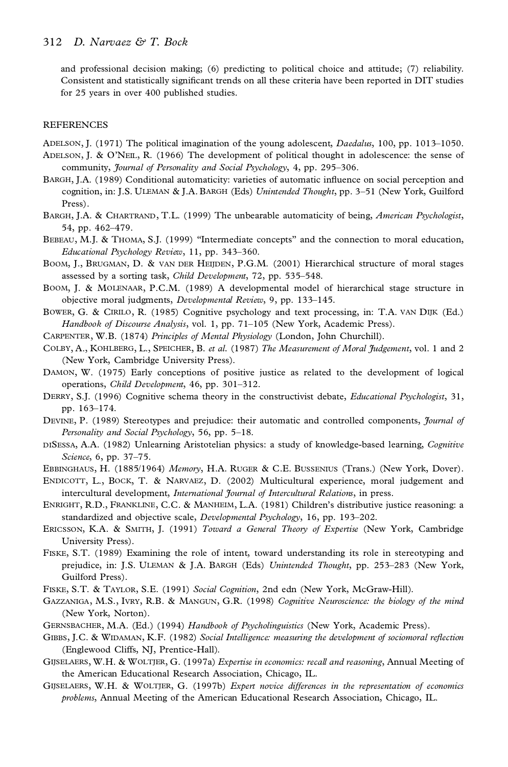and professional decision making; (6) predicting to political choice and attitude; (7) reliability. Consistent and statistically significant trends on all these criteria have been reported in DIT studies for 25 years in over 400 published studies.

## REFERENCES

ADELSON, J. (1971) The political imagination of the young adolescent, *Daedalus*, 100, pp. 1013–1050.

ADELSON, J. & O'NEIL, R. (1966) The development of political thought in adolescence: the sense of community, *Journal of Personality and Social Psychology*, 4, pp. 295–306.

BARGH, J.A. (1989) Conditional automaticity: varieties of automatic influence on social perception and cognition, in: J.S. ULEMAN & J.A. BARGH (Eds) *Unintended Thought*, pp. 3–51 (New York, Guilford Press).

BARGH, J.A. & CHARTRAND, T.L. (1999) The unbearable automaticity of being, *American Psychologist*, 54, pp. 462–479.

BEBEAU, M.J. & THOMA, S.J. (1999) "Intermediate concepts" and the connection to moral education, *Educational Psychology Review*, 11, pp. 343–360.

BOOM, J., BRUGMAN, D. & VAN DER HEIJDEN, P.G.M. (2001) Hierarchical structure of moral stages assessed by a sorting task, *Child Development*, 72, pp. 535–548.

BOOM, J. & MOLENAAR, P.C.M. (1989) A developmental model of hierarchical stage structure in objective moral judgments, *Developmental Review*, 9, pp. 133–145.

BOWER, G. & CIRILO, R. (1985) Cognitive psychology and text processing, in: T.A. VAN DIJK (Ed.) *Handbook of Discourse Analysis*, vol. 1, pp. 71–105 (New York, Academic Press).

CARPENTER, W.B. (1874) *Principles of Mental Physiology* (London, John Churchill).

COLBY, A., KOHLBERG, L., SPEICHER, B. *et al.* (1987) *The Measurement of Moral Judgement*, vol. 1 and 2 (New York, Cambridge University Press).

DAMON, W. (1975) Early conceptions of positive justice as related to the development of logical operations, *Child Development*, 46, pp. 301–312.

DERRY, S.J. (1996) Cognitive schema theory in the constructivist debate, *Educational Psychologist*, 31, pp. 163–174.

DEVINE, P. (1989) Stereotypes and prejudice: their automatic and controlled components, *Journal of Personality and Social Psychology*, 56, pp. 5–18.

DISESSA, A.A. (1982) Unlearning Aristotelian physics: a study of knowledge-based learning, *Cognitive Science*, 6, pp. 37–75.

EBBINGHAUS, H. (1885/1964) *Memory*, H.A. RUGER & C.E. BUSSENIUS (Trans.) (New York, Dover).

ENDICOTT, L., BOCK, T. & NARVAEZ, D. (2002) Multicultural experience, moral judgement and intercultural development, *International Journal of Intercultural Relations*, in press.

ENRIGHT, R.D., FRANKLINE, C.C. & MANHEIM, L.A. (1981) Children's distributive justice reasoning: a standardized and objective scale, *Developmental Psychology*, 16, pp. 193–202.

ERICSSON, K.A. & SMITH, J. (1991) *Toward a General Theory of Expertise* (New York, Cambridge University Press).

FISKE, S.T. (1989) Examining the role of intent, toward understanding its role in stereotyping and prejudice, in: J.S. ULEMAN & J.A. BARGH (Eds) *Unintended Thought*, pp. 253–283 (New York, Guilford Press).

FISKE, S.T. & TAYLOR, S.E. (1991) *Social Cognition*, 2nd edn (New York, McGraw-Hill).

GAZZANIGA, M.S., IVRY, R.B. & MANGUN, G.R. (1998) *Cognitive Neuroscience: the biology of the mind* (New York, Norton).

GERNSBACHER, M.A. (Ed.) (1994) *Handbook of Psycholinguistics* (New York, Academic Press).

GIBBS, J.C. & WIDAMAN, K.F. (1982) *Social Intelligence: measuring the development of sociomoral reflection* (Englewood Cliffs, NJ, Prentice-Hall).

GIJSELAERS, W.H. & WOLTJER, G. (1997a) *Expertise in economics: recall and reasoning*, Annual Meeting of the American Educational Research Association, Chicago, IL.

GIJSELAERS, W.H. & WOLTJER, G. (1997b) *Expert novice differences in the representation of economics problems*, Annual Meeting of the American Educational Research Association, Chicago, IL.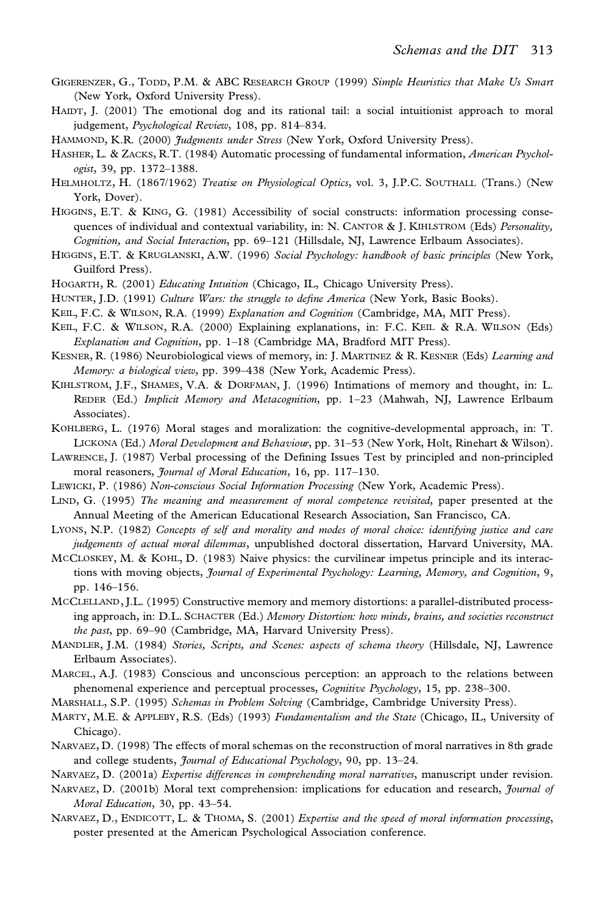GIGERENZER, G., TODD, P.M. & ABC RESEARCH GROUP (1999) *Simple Heuristics that Make Us Smart* (New York, Oxford University Press).

HAIDT, J. (2001) The emotional dog and its rational tail: a social intuitionist approach to moral judgement, *Psychological Review*, 108, pp. 814–834.

HAMMOND, K.R. (2000) *Judgments under Stress* (New York, Oxford University Press).

HASHER, L. & ZACKS, R.T. (1984) Automatic processing of fundamental information, *American Psychologist*, 39, pp. 1372–1388.

HELMHOLTZ, H. (1867/1962) *Treatise on Physiological Optics*, vol. 3, J.P.C. SOUTHALL (Trans.) (New York, Dover).

HIGGINS, E.T. & KING, G. (1981) Accessibility of social constructs: information processing consequences of individual and contextual variability, in: N. CANTOR & J. KIHLSTROM (Eds) *Personality, Cognition, and Social Interaction*, pp. 69–121 (Hillsdale, NJ, Lawrence Erlbaum Associates).

HIGGINS, E.T. & KRUGLANSKI, A.W. (1996) *Social Psychology: handbook of basic principles* (New York, Guilford Press).

HOGARTH, R. (2001) *Educating Intuition* (Chicago, IL, Chicago University Press).

HUNTER, J.D. (1991) *Culture Wars: the struggle to define America* (New York, Basic Books).

KEIL, F.C. & WILSON, R.A. (1999) *Explanation and Cognition* (Cambridge, MA, MIT Press).

KEIL, F.C. & WILSON, R.A. (2000) Explaining explanations, in: F.C. KEIL & R.A. WILSON (Eds) *Explanation and Cognition*, pp. 1–18 (Cambridge MA, Bradford MIT Press).

KESNER, R. (1986) Neurobiological views of memory, in: J. MARTINEZ & R. KESNER (Eds) *Learning and Memory: a biological view*, pp. 399–438 (New York, Academic Press).

KIHLSTROM, J.F., SHAMES, V.A. & DORFMAN, J. (1996) Intimations of memory and thought, in: L. REDER (Ed.) *Implicit Memory and Metacognition*, pp. 1–23 (Mahwah, NJ, Lawrence Erlbaum Associates).

KOHLBERG, L. (1976) Moral stages and moralization: the cognitive-developmental approach, in: T. LICKONA (Ed.) *Moral Development and Behaviour*, pp. 31–53 (New York, Holt, Rinehart & Wilson).

LAWRENCE, J. (1987) Verbal processing of the Defining Issues Test by principled and non-principled moral reasoners, *Journal of Moral Education*, 16, pp. 117–130.

LEWICKI, P. (1986) *Non-conscious Social Information Processing* (New York, Academic Press).

LIND, G. (1995) *The meaning and measurement of moral competence revisited*, paper presented at the Annual Meeting of the American Educational Research Association, San Francisco, CA.

LYONS, N.P. (1982) *Concepts of self and morality and modes of moral choice: identifying justice and care judgements of actual moral dilemmas*, unpublished doctoral dissertation, Harvard University, MA.

MCCLOSKEY, M. & KOHL, D. (1983) Naive physics: the curvilinear impetus principle and its interactions with moving objects, *Journal of Experimental Psychology: Learning, Memory, and Cognition*, 9, pp. 146–156.

MCCLELLAND, J.L. (1995) Constructive memory and memory distortions: a parallel-distributed processing approach, in: D.L. SCHACTER (Ed.) *Memory Distortion: how minds, brains, and societies reconstruct the past*, pp. 69–90 (Cambridge, MA, Harvard University Press).

MANDLER, J.M. (1984) *Stories, Scripts, and Scenes: aspects of schema theory* (Hillsdale, NJ, Lawrence Erlbaum Associates).

MARCEL, A.J. (1983) Conscious and unconscious perception: an approach to the relations between phenomenal experience and perceptual processes, *Cognitive Psychology*, 15, pp. 238–300.

MARSHALL, S.P. (1995) *Schemas in Problem Solving* (Cambridge, Cambridge University Press).

MARTY, M.E. & APPLEBY, R.S. (Eds) (1993) *Fundamentalism and the State* (Chicago, IL, University of Chicago).

NARVAEZ, D. (1998) The effects of moral schemas on the reconstruction of moral narratives in 8th grade and college students, *Journal of Educational Psychology*, 90, pp. 13–24.

NARVAEZ, D. (2001a) *Expertise differences in comprehending moral narratives*, manuscript under revision.

NARVAEZ, D. (2001b) Moral text comprehension: implications for education and research, *Journal of Moral Education*, 30, pp. 43–54.

NARVAEZ, D., ENDICOTT, L. & THOMA, S. (2001) *Expertise and the speed of moral information processing*, poster presented at the American Psychological Association conference.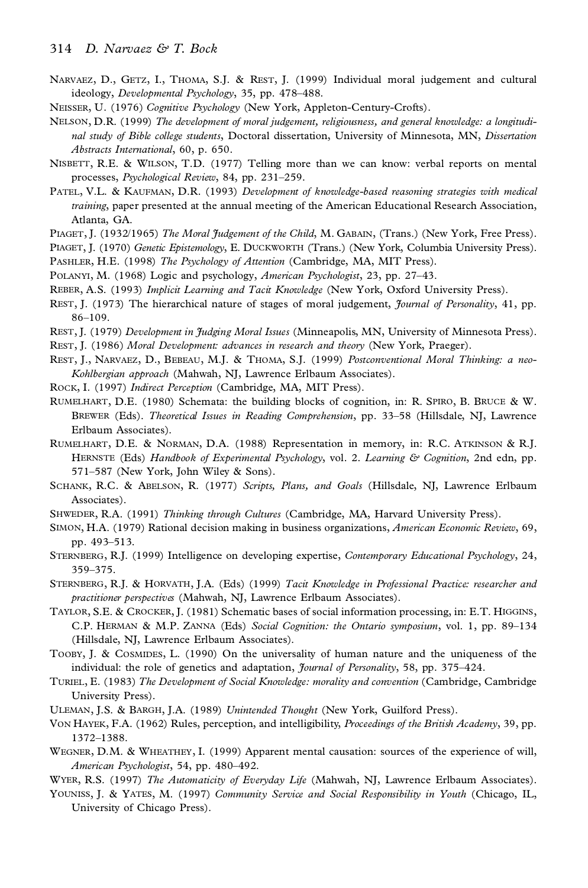NARVAEZ, D., GETZ, I., THOMA, S.J. & REST, J. (1999) Individual moral judgement and cultural ideology, *Developmental Psychology*, 35, pp. 478–488.

NEISSER, U. (1976) *Cognitive Psychology* (New York, Appleton-Century-Crofts).

NELSON, D.R. (1999) *The development of moral judgement, religiousness, and general knowledge: a longitudinal study of Bible college students*, Doctoral dissertation, University of Minnesota, MN, *Dissertation Abstracts International*, 60, p. 650.

NISBETT, R.E. & WILSON, T.D. (1977) Telling more than we can know: verbal reports on mental processes, *Psychological Review*, 84, pp. 231–259.

PATEL, V.L. & KAUFMAN, D.R. (1993) *Development of knowledge-based reasoning strategies with medical training*, paper presented at the annual meeting of the American Educational Research Association, Atlanta, GA.

PIAGET, J. (1932/1965) *The Moral Judgement of the Child*, M. GABAIN, (Trans.) (New York, Free Press).

PIAGET, J. (1970) *Genetic Epistemology*, E. DUCKWORTH (Trans.) (New York, Columbia University Press).

PASHLER, H.E. (1998) *The Psychology of Attention* (Cambridge, MA, MIT Press).

POLANYI, M. (1968) Logic and psychology, *American Psychologist*, 23, pp. 27–43.

REBER, A.S. (1993) *Implicit Learning and Tacit Knowledge* (New York, Oxford University Press).

REST, J. (1973) The hierarchical nature of stages of moral judgement, *Journal of Personality*, 41, pp. 86–109.

REST, J. (1979) *Development in Judging Moral Issues* (Minneapolis, MN, University of Minnesota Press).

REST, J. (1986) *Moral Development: advances in research and theory* (New York, Praeger).

REST, J., NARVAEZ, D., BEBEAU, M.J. & THOMA, S.J. (1999) *Postconventional Moral Thinking: a neo-Kohlbergian approach* (Mahwah, NJ, Lawrence Erlbaum Associates).

ROCK, I. (1997) *Indirect Perception* (Cambridge, MA, MIT Press).

RUMELHART, D.E. (1980) Schemata: the building blocks of cognition, in: R. SPIRO, B. BRUCE & W. BREWER (Eds). *Theoretical Issues in Reading Comprehension*, pp. 33–58 (Hillsdale, NJ, Lawrence Erlbaum Associates).

RUMELHART, D.E. & NORMAN, D.A. (1988) Representation in memory, in: R.C. ATKINSON & R.J. HERNSTE (Eds) *Handbook of Experimental Psychology*, vol. 2. *Learning & Cognition*, 2nd edn, pp. 571–587 (New York, John Wiley & Sons).

SCHANK, R.C. & ABELSON, R. (1977) *Scripts, Plans, and Goals* (Hillsdale, NJ, Lawrence Erlbaum Associates).

SHWEDER, R.A. (1991) *Thinking through Cultures* (Cambridge, MA, Harvard University Press).

SIMON, H.A. (1979) Rational decision making in business organizations, *American Economic Review*, 69, pp. 493–513.

STERNBERG, R.J. (1999) Intelligence on developing expertise, *Contemporary Educational Psychology*, 24, 359–375.

STERNBERG, R.J. & HORVATH, J.A. (Eds) (1999) *Tacit Knowledge in Professional Practice: researcher and practitioner perspectives* (Mahwah, NJ, Lawrence Erlbaum Associates).

TAYLOR, S.E. & CROCKER, J. (1981) Schematic bases of social information processing, in: E.T. HIGGINS, C.P. HERMAN & M.P. ZANNA (Eds) *Social Cognition: the Ontario symposium*, vol. 1, pp. 89–134 (Hillsdale, NJ, Lawrence Erlbaum Associates).

TOOBY, J. & COSMIDES, L. (1990) On the universality of human nature and the uniqueness of the individual: the role of genetics and adaptation, *Journal of Personality*, 58, pp. 375–424.

TURIEL, E. (1983) *The Development of Social Knowledge: morality and convention* (Cambridge, Cambridge University Press).

ULEMAN, J.S. & BARGH, J.A. (1989) *Unintended Thought* (New York, Guilford Press).

VON HAYEK, F.A. (1962) Rules, perception, and intelligibility, *Proceedings of the British Academy*, 39, pp. 1372–1388.

WEGNER, D.M. & WHEATHEY, I. (1999) Apparent mental causation: sources of the experience of will, *American Psychologist*, 54, pp. 480–492.

WYER, R.S. (1997) *The Automaticity of Everyday Life* (Mahwah, NJ, Lawrence Erlbaum Associates).

YOUNISS, J. & YATES, M. (1997) *Community Service and Social Responsibility in Youth* (Chicago, IL, University of Chicago Press).